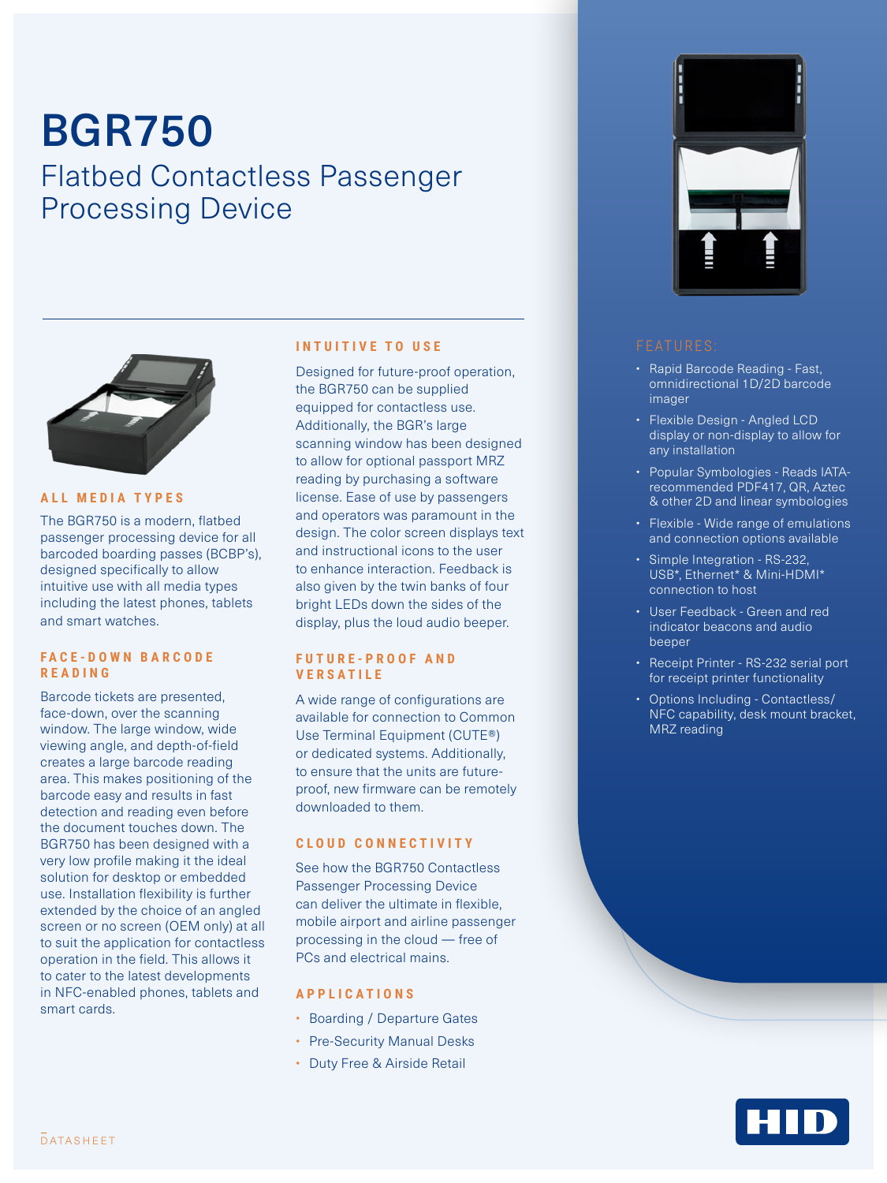# BGR750

## Flatbed Contactless Passenger Processing Device

### ALL MEDIA TYPES

The BGR750 is a modern, flatbed passenger processing device for all barcoded boarding passes (BCBP's), designed specifically to allow intuitive use with all media types including the latest phones, tablets and smart watches.

### FACE-DOWN BARCODE READING

Barcode tickets are presented, face-down, over the scanning window. The large window, wide viewing angle, and depth-of-field creates a large barcode reading area. This makes positioning of the barcode easy and results in fast detection and reading even before the document touches down. The BGR750 has been designed with a very low profile making it the ideal solution for desktop or embedded use. Installation flexibility is further extended by the choice of an angled screen or no screen (OEM only) at all to suit the application for contactless operation in the field. This allows it to cater to the latest developments in NFC-enabled phones, tablets and smart cards.

### INTUITIVE TO USE

Designed for future-proof operation, the BGR750 can be supplied equipped for contactless use. Additionally, the BGR's large scanning window has been designed to allow for optional passport MRZ reading by purchasing a software license. Ease of use by passengers and operators was paramount in the design. The color screen displays text and instructional icons to the user to enhance interaction. Feedback is also given by the twin banks of four bright LEDs down the sides of the display, plus the loud audio beeper.

### FUTURE-PROOF AND VERSATILE

A wide range of configurations are available for connection to Common Use Terminal Equipment (CUTE®) or dedicated systems. Additionally, to ensure that the units are future-proof, new firmware can be remotely downloaded to them.

### CLOUD CONNECTIVITY

See how the BGR750 Contactless Passenger Processing Device can deliver the ultimate in flexible, mobile airport and airline passenger processing in the cloud — free of PCs and electrical mains.

### APPLICATIONS

- Boarding / Departure Gates
- Pre-Security Manual Desks
- Duty Free & Airside Retail

### FEATURES:

- Rapid Barcode Reading - Fast, omnidirectional 1D/2D barcode imager
- Flexible Design - Angled LCD display or non-display to allow for any installation
- Popular Symbologies - Reads IATA-recommended PDF417, QR, Aztec & other 2D and linear symbologies
- Flexible - Wide range of emulations and connection options available
- Simple Integration - RS-232, USB*, Ethernet* & Mini-HDMI* connection to host
- User Feedback - Green and red indicator beacons and audio beeper
- Receipt Printer - RS-232 serial port for receipt printer functionality
- Options Including - Contactless/NFC capability, desk mount bracket, MRZ reading

DATASHEET

HID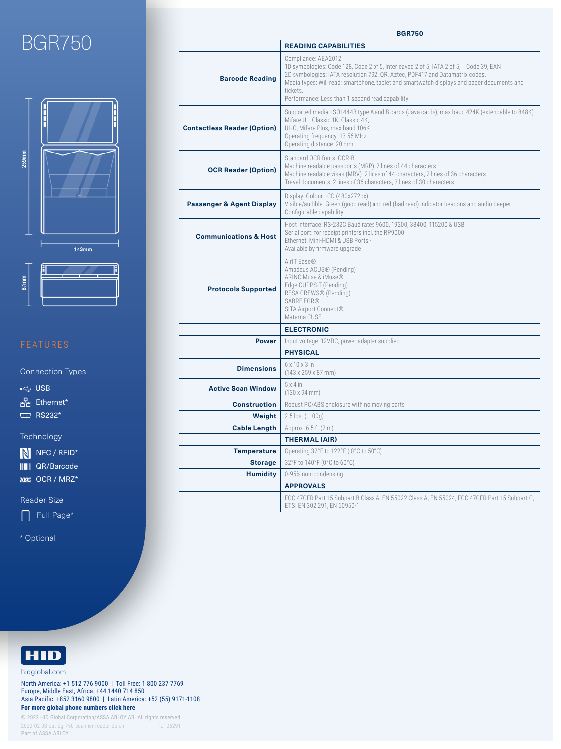# BGR750

259mm

143mm

87mm

## FEATURES

Connection Types

- USB
- Ethernet*
- RS232*

Technology

- NFC / RFID*
- QR/Barcode
- OCR / MRZ*

Reader Size

- Full Page*

\* Optional

| | BGR750 |
|---|---|
| | **READING CAPABILITIES** |
| **Barcode Reading** | Compliance: AEA2012<br>1D symbologies: Code 128, Code 2 of 5, Interleaved 2 of 5, IATA 2 of 5, Code 39, EAN<br>2D symbologies: IATA resolution 792, QR, Aztec, PDF417 and Datamatrix codes.<br>Media types: Will read: smartphone, tablet and smartwatch displays and paper documents and tickets.<br>Performance: Less than 1 second read capability |
| **Contactless Reader (Option)** | Supported media: ISO14443 type A and B cards (Java cards); max baud 424K (extendable to 848K) Mifare UL, Classic 1K, Classic 4K,<br>UL-C, Mifare Plus; max baud 106K<br>Operating frequency: 13.56 MHz<br>Operating distance: 20 mm |
| **OCR Reader (Option)** | Standard OCR fonts: OCR-B<br>Machine readable passports (MRP): 2 lines of 44 characters<br>Machine readable visas (MRV): 2 lines of 44 characters, 2 lines of 36 characters<br>Travel documents: 2 lines of 36 characters, 3 lines of 30 characters |
| **Passenger & Agent Display** | Display: Colour LCD (480x272px)<br>Visible/audible: Green (good read) and red (bad read) indicator beacons and audio beeper.<br>Configurable capability. |
| **Communications & Host** | Host interface: RS-232C Baud rates 9600, 19200, 38400, 115200 & USB<br>Serial port: for receipt printers incl. the RP9000<br>Ethernet, Mini-HDMI & USB Ports -<br>Available by firmware upgrade |
| **Protocols Supported** | AirIT Ease®<br>Amadeus ACUS® (Pending)<br>ARINC Muse & iMuse®<br>Edge CUPPS-T (Pending)<br>RESA CREWS® (Pending)<br>SABRE EGR®<br>SITA Airport Connect®<br>Materna CUSE |
| | **ELECTRONIC** |
| **Power** | Input voltage: 12VDC; power adapter supplied |
| | **PHYSICAL** |
| **Dimensions** | 6 x 10 x 3 in<br>(143 x 259 x 87 mm) |
| **Active Scan Window** | 5 x 4 in<br>(130 x 94 mm) |
| **Construction** | Robust PC/ABS enclosure with no moving parts |
| **Weight** | 2.5 lbs. (1100g) |
| **Cable Length** | Approx. 6.5 ft (2 m) |
| | **THERMAL (AIR)** |
| **Temperature** | Operating 32°F to 122°F ( 0°C to 50°C) |
| **Storage** | 32°F to 140°F (0°C to 60°C) |
| **Humidity** | 0-95% non-condensing |
| | **APPROVALS** |
| | FCC 47CFR Part 15 Subpart B Class A, EN 55022 Class A, EN 55024, FCC 47CFR Part 15 Subpart C, ETSI EN 302 291, EN 60950-1 |

HID

hidglobal.com

North America: +1 512 776 9000 | Toll Free: 1 800 237 7769
Europe, Middle East, Africa: +44 1440 714 850
Asia Pacific: +852 3160 9800 | Latin America: +52 (55) 9171-1108
**For more global phone numbers click here**

© 2022 HID Global Corporation/ASSA ABLOY AB. All rights reserved.
2022-02-08-eat-bgr750-scanner-reader-ds-en PLT-06291
Part of ASSA ABLOY